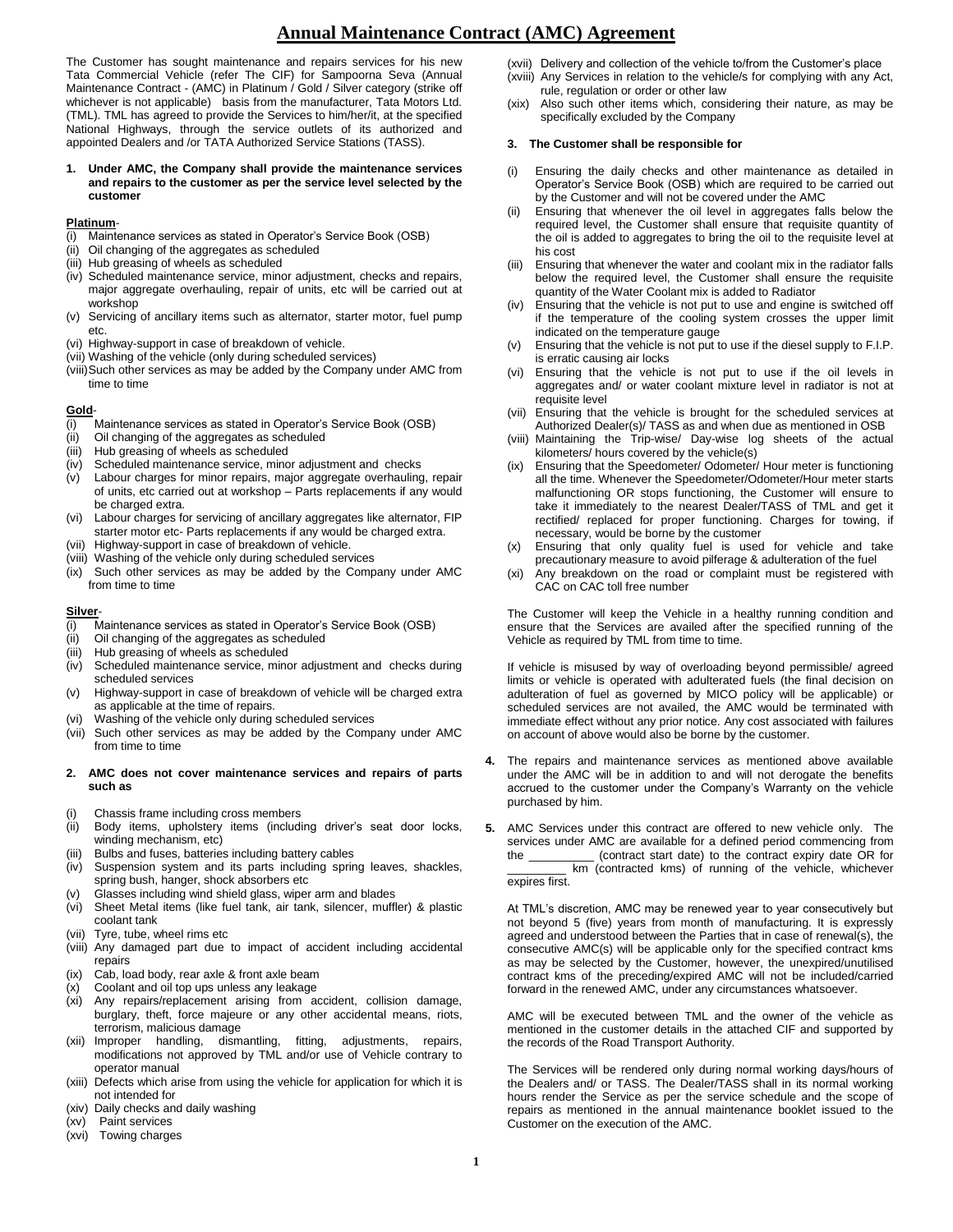// Annual Maintenance Contract (AMC) Agreement

# Annual Maintenance Contract (AMC) Agreement

The Customer has sought maintenance and repairs services for his new Tata Commercial Vehicle (refer The CIF) for Sampoorna Seva (Annual Maintenance Contract - (AMC) in Platinum / Gold / Silver category (strike off whichever is not applicable) basis from the manufacturer, Tata Motors Ltd. (TML). TML has agreed to provide the Services to him/her/it, at the specified National Highways, through the service outlets of its authorized and appointed Dealers and /or TATA Authorized Service Stations (TASS).

**1. Under AMC, the Company shall provide the maintenance services and repairs to the customer as per the service level selected by the customer**

**Platinum**-

(i) Maintenance services as stated in Operator's Service Book (OSB)
(ii) Oil changing of the aggregates as scheduled
(iii) Hub greasing of wheels as scheduled
(iv) Scheduled maintenance service, minor adjustment, checks and repairs, major aggregate overhauling, repair of units, etc will be carried out at workshop
(v) Servicing of ancillary items such as alternator, starter motor, fuel pump etc.
(vi) Highway-support in case of breakdown of vehicle.
(vii) Washing of the vehicle (only during scheduled services)
(viii) Such other services as may be added by the Company under AMC from time to time

**Gold**-

(i) Maintenance services as stated in Operator's Service Book (OSB)
(ii) Oil changing of the aggregates as scheduled
(iii) Hub greasing of wheels as scheduled
(iv) Scheduled maintenance service, minor adjustment and checks
(v) Labour charges for minor repairs, major aggregate overhauling, repair of units, etc carried out at workshop – Parts replacements if any would be charged extra.
(vi) Labour charges for servicing of ancillary aggregates like alternator, FIP starter motor etc- Parts replacements if any would be charged extra.
(vii) Highway-support in case of breakdown of vehicle.
(viii) Washing of the vehicle only during scheduled services
(ix) Such other services as may be added by the Company under AMC from time to time

**Silver**-

(i) Maintenance services as stated in Operator's Service Book (OSB)
(ii) Oil changing of the aggregates as scheduled
(iii) Hub greasing of wheels as scheduled
(iv) Scheduled maintenance service, minor adjustment and checks during scheduled services
(v) Highway-support in case of breakdown of vehicle will be charged extra as applicable at the time of repairs.
(vi) Washing of the vehicle only during scheduled services
(vii) Such other services as may be added by the Company under AMC from time to time

**2. AMC does not cover maintenance services and repairs of parts such as**

(i) Chassis frame including cross members
(ii) Body items, upholstery items (including driver's seat door locks, winding mechanism, etc)
(iii) Bulbs and fuses, batteries including battery cables
(iv) Suspension system and its parts including spring leaves, shackles, spring bush, hanger, shock absorbers etc
(v) Glasses including wind shield glass, wiper arm and blades
(vi) Sheet Metal items (like fuel tank, air tank, silencer, muffler) & plastic coolant tank
(vii) Tyre, tube, wheel rims etc
(viii) Any damaged part due to impact of accident including accidental repairs
(ix) Cab, load body, rear axle & front axle beam
(x) Coolant and oil top ups unless any leakage
(xi) Any repairs/replacement arising from accident, collision damage, burglary, theft, force majeure or any other accidental means, riots, terrorism, malicious damage
(xii) Improper handling, dismantling, fitting, adjustments, repairs, modifications not approved by TML and/or use of Vehicle contrary to operator manual
(xiii) Defects which arise from using the vehicle for application for which it is not intended for
(xiv) Daily checks and daily washing
(xv) Paint services
(xvi) Towing charges
(xvii) Delivery and collection of the vehicle to/from the Customer's place
(xviii) Any Services in relation to the vehicle/s for complying with any Act, rule, regulation or order or other law
(xix) Also such other items which, considering their nature, as may be specifically excluded by the Company

**3. The Customer shall be responsible for**

(i) Ensuring the daily checks and other maintenance as detailed in Operator's Service Book (OSB) which are required to be carried out by the Customer and will not be covered under the AMC
(ii) Ensuring that whenever the oil level in aggregates falls below the required level, the Customer shall ensure that requisite quantity of the oil is added to aggregates to bring the oil to the requisite level at his cost
(iii) Ensuring that whenever the water and coolant mix in the radiator falls below the required level, the Customer shall ensure the requisite quantity of the Water Coolant mix is added to Radiator
(iv) Ensuring that the vehicle is not put to use and engine is switched off if the temperature of the cooling system crosses the upper limit indicated on the temperature gauge
(v) Ensuring that the vehicle is not put to use if the diesel supply to F.I.P. is erratic causing air locks
(vi) Ensuring that the vehicle is not put to use if the oil levels in aggregates and/ or water coolant mixture level in radiator is not at requisite level
(vii) Ensuring that the vehicle is brought for the scheduled services at Authorized Dealer(s)/ TASS as and when due as mentioned in OSB
(viii) Maintaining the Trip-wise/ Day-wise log sheets of the actual kilometers/ hours covered by the vehicle(s)
(ix) Ensuring that the Speedometer/ Odometer/ Hour meter is functioning all the time. Whenever the Speedometer/Odometer/Hour meter starts malfunctioning OR stops functioning, the Customer will ensure to take it immediately to the nearest Dealer/TASS of TML and get it rectified/ replaced for proper functioning. Charges for towing, if necessary, would be borne by the customer
(x) Ensuring that only quality fuel is used for vehicle and take precautionary measure to avoid pilferage & adulteration of the fuel
(xi) Any breakdown on the road or complaint must be registered with CAC on CAC toll free number

The Customer will keep the Vehicle in a healthy running condition and ensure that the Services are availed after the specified running of the Vehicle as required by TML from time to time.

If vehicle is misused by way of overloading beyond permissible/ agreed limits or vehicle is operated with adulterated fuels (the final decision on adulteration of fuel as governed by MICO policy will be applicable) or scheduled services are not availed, the AMC would be terminated with immediate effect without any prior notice. Any cost associated with failures on account of above would also be borne by the customer.

**4.** The repairs and maintenance services as mentioned above available under the AMC will be in addition to and will not derogate the benefits accrued to the customer under the Company's Warranty on the vehicle purchased by him.

**5.** AMC Services under this contract are offered to new vehicle only. The services under AMC are available for a defined period commencing from the __________ (contract start date) to the contract expiry date OR for _________ km (contracted kms) of running of the vehicle, whichever expires first.

At TML's discretion, AMC may be renewed year to year consecutively but not beyond 5 (five) years from month of manufacturing. It is expressly agreed and understood between the Parties that in case of renewal(s), the consecutive AMC(s) will be applicable only for the specified contract kms as may be selected by the Customer, however, the unexpired/unutilised contract kms of the preceding/expired AMC will not be included/carried forward in the renewed AMC, under any circumstances whatsoever.

AMC will be executed between TML and the owner of the vehicle as mentioned in the customer details in the attached CIF and supported by the records of the Road Transport Authority.

The Services will be rendered only during normal working days/hours of the Dealers and/ or TASS. The Dealer/TASS shall in its normal working hours render the Service as per the service schedule and the scope of repairs as mentioned in the annual maintenance booklet issued to the Customer on the execution of the AMC.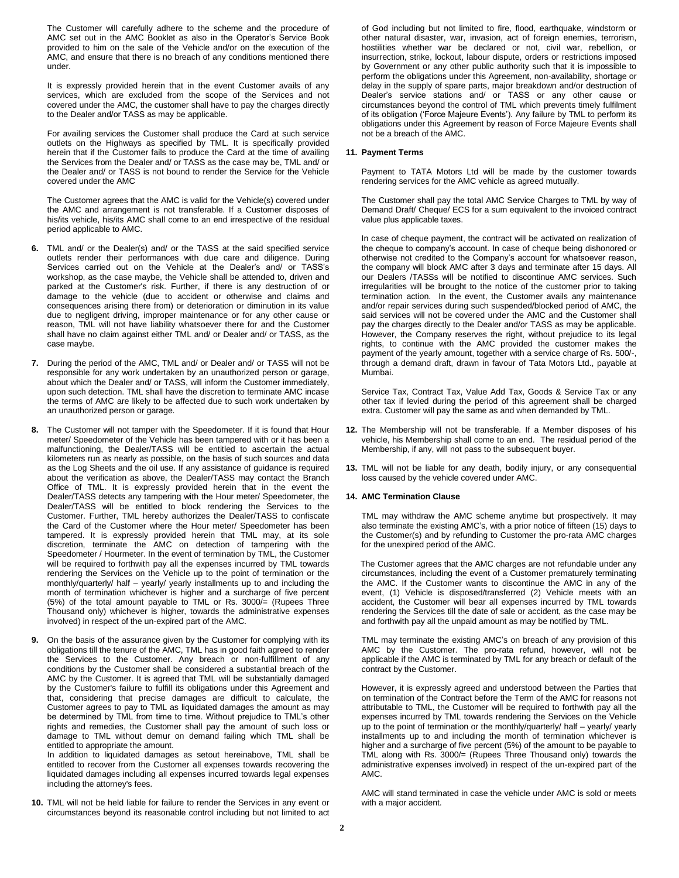The Customer will carefully adhere to the scheme and the procedure of AMC set out in the AMC Booklet as also in the Operator's Service Book provided to him on the sale of the Vehicle and/or on the execution of the AMC, and ensure that there is no breach of any conditions mentioned there under.

It is expressly provided herein that in the event Customer avails of any services, which are excluded from the scope of the Services and not covered under the AMC, the customer shall have to pay the charges directly to the Dealer and/or TASS as may be applicable.

For availing services the Customer shall produce the Card at such service outlets on the Highways as specified by TML. It is specifically provided herein that if the Customer fails to produce the Card at the time of availing the Services from the Dealer and/ or TASS as the case may be, TML and/ or the Dealer and/ or TASS is not bound to render the Service for the Vehicle covered under the AMC

The Customer agrees that the AMC is valid for the Vehicle(s) covered under the AMC and arrangement is not transferable. If a Customer disposes of his/its vehicle, his/its AMC shall come to an end irrespective of the residual period applicable to AMC.

**6.** TML and/ or the Dealer(s) and/ or the TASS at the said specified service outlets render their performances with due care and diligence. During Services carried out on the Vehicle at the Dealer's and/ or TASS's workshop, as the case maybe, the Vehicle shall be attended to, driven and parked at the Customer's risk. Further, if there is any destruction of or damage to the vehicle (due to accident or otherwise and claims and consequences arising there from) or deterioration or diminution in its value due to negligent driving, improper maintenance or for any other cause or reason, TML will not have liability whatsoever there for and the Customer shall have no claim against either TML and/ or Dealer and/ or TASS, as the case maybe.

**7.** During the period of the AMC, TML and/ or Dealer and/ or TASS will not be responsible for any work undertaken by an unauthorized person or garage, about which the Dealer and/ or TASS, will inform the Customer immediately, upon such detection. TML shall have the discretion to terminate AMC incase the terms of AMC are likely to be affected due to such work undertaken by an unauthorized person or garage.

**8.** The Customer will not tamper with the Speedometer. If it is found that Hour meter/ Speedometer of the Vehicle has been tampered with or it has been a malfunctioning, the Dealer/TASS will be entitled to ascertain the actual kilometers run as nearly as possible, on the basis of such sources and data as the Log Sheets and the oil use. If any assistance of guidance is required about the verification as above, the Dealer/TASS may contact the Branch Office of TML. It is expressly provided herein that in the event the Dealer/TASS detects any tampering with the Hour meter/ Speedometer, the Dealer/TASS will be entitled to block rendering the Services to the Customer. Further, TML hereby authorizes the Dealer/TASS to confiscate the Card of the Customer where the Hour meter/ Speedometer has been tampered. It is expressly provided herein that TML may, at its sole discretion, terminate the AMC on detection of tampering with the Speedometer / Hourmeter. In the event of termination by TML, the Customer will be required to forthwith pay all the expenses incurred by TML towards rendering the Services on the Vehicle up to the point of termination or the monthly/quarterly/ half – yearly/ yearly installments up to and including the month of termination whichever is higher and a surcharge of five percent (5%) of the total amount payable to TML or Rs. 3000/= (Rupees Three Thousand only) whichever is higher, towards the administrative expenses involved) in respect of the un-expired part of the AMC.

**9.** On the basis of the assurance given by the Customer for complying with its obligations till the tenure of the AMC, TML has in good faith agreed to render the Services to the Customer. Any breach or non-fulfillment of any conditions by the Customer shall be considered a substantial breach of the AMC by the Customer. It is agreed that TML will be substantially damaged by the Customer's failure to fulfill its obligations under this Agreement and that, considering that precise damages are difficult to calculate, the Customer agrees to pay to TML as liquidated damages the amount as may be determined by TML from time to time. Without prejudice to TML's other rights and remedies, the Customer shall pay the amount of such loss or damage to TML without demur on demand failing which TML shall be entitled to appropriate the amount.
In addition to liquidated damages as setout hereinabove, TML shall be entitled to recover from the Customer all expenses towards recovering the liquidated damages including all expenses incurred towards legal expenses including the attorney's fees.

**10.** TML will not be held liable for failure to render the Services in any event or circumstances beyond its reasonable control including but not limited to act of God including but not limited to fire, flood, earthquake, windstorm or other natural disaster, war, invasion, act of foreign enemies, terrorism, hostilities whether war be declared or not, civil war, rebellion, or insurrection, strike, lockout, labour dispute, orders or restrictions imposed by Government or any other public authority such that it is impossible to perform the obligations under this Agreement, non-availability, shortage or delay in the supply of spare parts, major breakdown and/or destruction of Dealer's service stations and/ or TASS or any other cause or circumstances beyond the control of TML which prevents timely fulfilment of its obligation ('Force Majeure Events'). Any failure by TML to perform its obligations under this Agreement by reason of Force Majeure Events shall not be a breach of the AMC.

**11. Payment Terms**

Payment to TATA Motors Ltd will be made by the customer towards rendering services for the AMC vehicle as agreed mutually.

The Customer shall pay the total AMC Service Charges to TML by way of Demand Draft/ Cheque/ ECS for a sum equivalent to the invoiced contract value plus applicable taxes.

In case of cheque payment, the contract will be activated on realization of the cheque to company's account. In case of cheque being dishonored or otherwise not credited to the Company's account for whatsoever reason, the company will block AMC after 3 days and terminate after 15 days. All our Dealers /TASSs will be notified to discontinue AMC services. Such irregularities will be brought to the notice of the customer prior to taking termination action. In the event, the Customer avails any maintenance and/or repair services during such suspended/blocked period of AMC, the said services will not be covered under the AMC and the Customer shall pay the charges directly to the Dealer and/or TASS as may be applicable. However, the Company reserves the right, without prejudice to its legal rights, to continue with the AMC provided the customer makes the payment of the yearly amount, together with a service charge of Rs. 500/-, through a demand draft, drawn in favour of Tata Motors Ltd., payable at Mumbai.

Service Tax, Contract Tax, Value Add Tax, Goods & Service Tax or any other tax if levied during the period of this agreement shall be charged extra. Customer will pay the same as and when demanded by TML.

**12.** The Membership will not be transferable. If a Member disposes of his vehicle, his Membership shall come to an end. The residual period of the Membership, if any, will not pass to the subsequent buyer.

**13.** TML will not be liable for any death, bodily injury, or any consequential loss caused by the vehicle covered under AMC.

**14. AMC Termination Clause**

TML may withdraw the AMC scheme anytime but prospectively. It may also terminate the existing AMC's, with a prior notice of fifteen (15) days to the Customer(s) and by refunding to Customer the pro-rata AMC charges for the unexpired period of the AMC.

The Customer agrees that the AMC charges are not refundable under any circumstances, including the event of a Customer prematurely terminating the AMC. If the Customer wants to discontinue the AMC in any of the event, (1) Vehicle is disposed/transferred (2) Vehicle meets with an accident, the Customer will bear all expenses incurred by TML towards rendering the Services till the date of sale or accident, as the case may be and forthwith pay all the unpaid amount as may be notified by TML.

TML may terminate the existing AMC's on breach of any provision of this AMC by the Customer. The pro-rata refund, however, will not be applicable if the AMC is terminated by TML for any breach or default of the contract by the Customer.

However, it is expressly agreed and understood between the Parties that on termination of the Contract before the Term of the AMC for reasons not attributable to TML, the Customer will be required to forthwith pay all the expenses incurred by TML towards rendering the Services on the Vehicle up to the point of termination or the monthly/quarterly/ half – yearly/ yearly installments up to and including the month of termination whichever is higher and a surcharge of five percent (5%) of the amount to be payable to TML along with Rs. 3000/= (Rupees Three Thousand only) towards the administrative expenses involved) in respect of the un-expired part of the AMC.

AMC will stand terminated in case the vehicle under AMC is sold or meets with a major accident.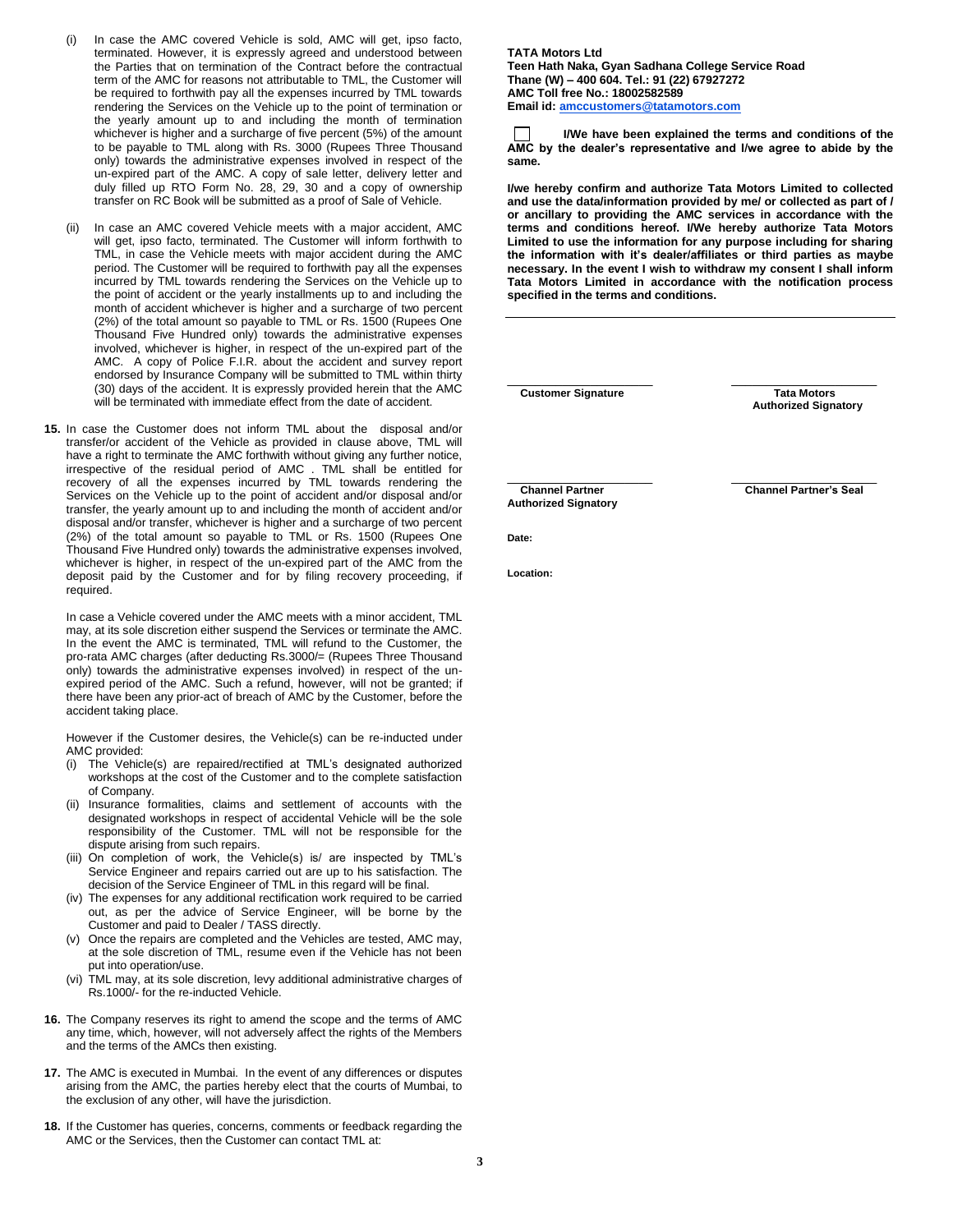(i) In case the AMC covered Vehicle is sold, AMC will get, ipso facto, terminated. However, it is expressly agreed and understood between the Parties that on termination of the Contract before the contractual term of the AMC for reasons not attributable to TML, the Customer will be required to forthwith pay all the expenses incurred by TML towards rendering the Services on the Vehicle up to the point of termination or the yearly amount up to and including the month of termination whichever is higher and a surcharge of five percent (5%) of the amount to be payable to TML along with Rs. 3000 (Rupees Three Thousand only) towards the administrative expenses involved in respect of the un-expired part of the AMC. A copy of sale letter, delivery letter and duly filled up RTO Form No. 28, 29, 30 and a copy of ownership transfer on RC Book will be submitted as a proof of Sale of Vehicle.

(ii) In case an AMC covered Vehicle meets with a major accident, AMC will get, ipso facto, terminated. The Customer will inform forthwith to TML, in case the Vehicle meets with major accident during the AMC period. The Customer will be required to forthwith pay all the expenses incurred by TML towards rendering the Services on the Vehicle up to the point of accident or the yearly installments up to and including the month of accident whichever is higher and a surcharge of two percent (2%) of the total amount so payable to TML or Rs. 1500 (Rupees One Thousand Five Hundred only) towards the administrative expenses involved, whichever is higher, in respect of the un-expired part of the AMC. A copy of Police F.I.R. about the accident and survey report endorsed by Insurance Company will be submitted to TML within thirty (30) days of the accident. It is expressly provided herein that the AMC will be terminated with immediate effect from the date of accident.

**15.** In case the Customer does not inform TML about the disposal and/or transfer/or accident of the Vehicle as provided in clause above, TML will have a right to terminate the AMC forthwith without giving any further notice, irrespective of the residual period of AMC . TML shall be entitled for recovery of all the expenses incurred by TML towards rendering the Services on the Vehicle up to the point of accident and/or disposal and/or transfer, the yearly amount up to and including the month of accident and/or disposal and/or transfer, whichever is higher and a surcharge of two percent (2%) of the total amount so payable to TML or Rs. 1500 (Rupees One Thousand Five Hundred only) towards the administrative expenses involved, whichever is higher, in respect of the un-expired part of the AMC from the deposit paid by the Customer and for by filing recovery proceeding, if required.

In case a Vehicle covered under the AMC meets with a minor accident, TML may, at its sole discretion either suspend the Services or terminate the AMC. In the event the AMC is terminated, TML will refund to the Customer, the pro-rata AMC charges (after deducting Rs.3000/= (Rupees Three Thousand only) towards the administrative expenses involved) in respect of the un-expired period of the AMC. Such a refund, however, will not be granted; if there have been any prior-act of breach of AMC by the Customer, before the accident taking place.

However if the Customer desires, the Vehicle(s) can be re-inducted under AMC provided:

(i) The Vehicle(s) are repaired/rectified at TML's designated authorized workshops at the cost of the Customer and to the complete satisfaction of Company.
(ii) Insurance formalities, claims and settlement of accounts with the designated workshops in respect of accidental Vehicle will be the sole responsibility of the Customer. TML will not be responsible for the dispute arising from such repairs.
(iii) On completion of work, the Vehicle(s) is/ are inspected by TML's Service Engineer and repairs carried out are up to his satisfaction. The decision of the Service Engineer of TML in this regard will be final.
(iv) The expenses for any additional rectification work required to be carried out, as per the advice of Service Engineer, will be borne by the Customer and paid to Dealer / TASS directly.
(v) Once the repairs are completed and the Vehicles are tested, AMC may, at the sole discretion of TML, resume even if the Vehicle has not been put into operation/use.
(vi) TML may, at its sole discretion, levy additional administrative charges of Rs.1000/- for the re-inducted Vehicle.

**16.** The Company reserves its right to amend the scope and the terms of AMC any time, which, however, will not adversely affect the rights of the Members and the terms of the AMCs then existing.

**17.** The AMC is executed in Mumbai. In the event of any differences or disputes arising from the AMC, the parties hereby elect that the courts of Mumbai, to the exclusion of any other, will have the jurisdiction.

**18.** If the Customer has queries, concerns, comments or feedback regarding the AMC or the Services, then the Customer can contact TML at:

**TATA Motors Ltd**
**Teen Hath Naka, Gyan Sadhana College Service Road**
**Thane (W) – 400 604. Tel.: 91 (22) 67927272**
**AMC Toll free No.: 18002582589**
**Email id: amccustomers@tatamotors.com**

☐ **I/We have been explained the terms and conditions of the AMC by the dealer's representative and I/we agree to abide by the same.**

**I/we hereby confirm and authorize Tata Motors Limited to collected and use the data/information provided by me/ or collected as part of / or ancillary to providing the AMC services in accordance with the terms and conditions hereof. I/We hereby authorize Tata Motors Limited to use the information for any purpose including for sharing the information with it's dealer/affiliates or third parties as maybe necessary. In the event I wish to withdraw my consent I shall inform Tata Motors Limited in accordance with the notification process specified in the terms and conditions.**

**Customer Signature**

**Tata Motors Authorized Signatory**

**Channel Partner Authorized Signatory**

**Channel Partner's Seal**

**Date:**

**Location:**